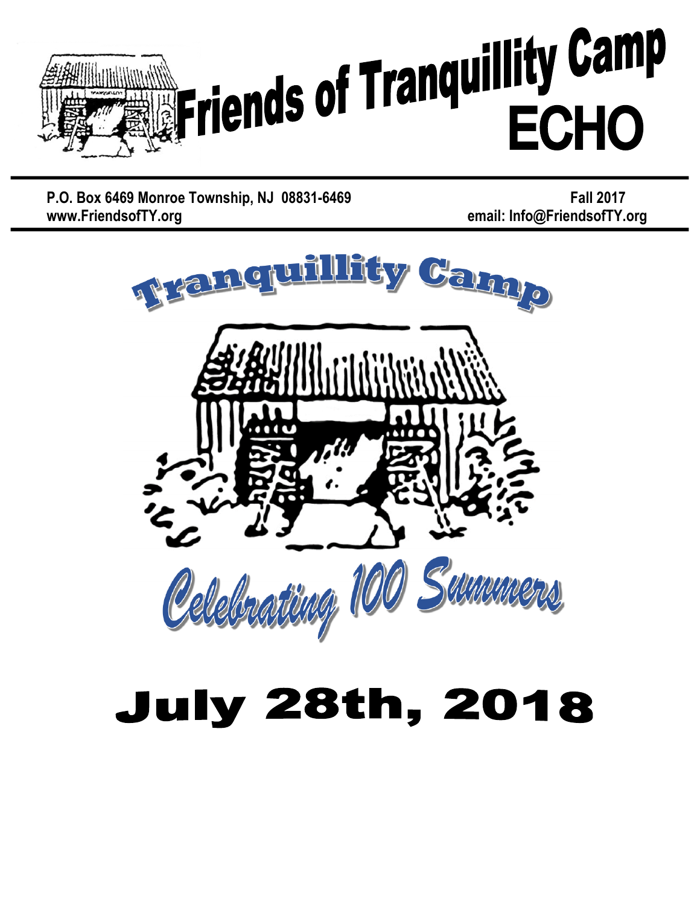# Friends of Tranquillity Camp ECHO

**P.O. Box 6469 Monroe Township, NJ 08831-6469** — **Fall 2017**

**www.FriendsofTY.org** — **email: Info@FriendsofTY.org**

## Tranquillity Camp

### *Celebrating 100 Summers*

# July 28th, 2018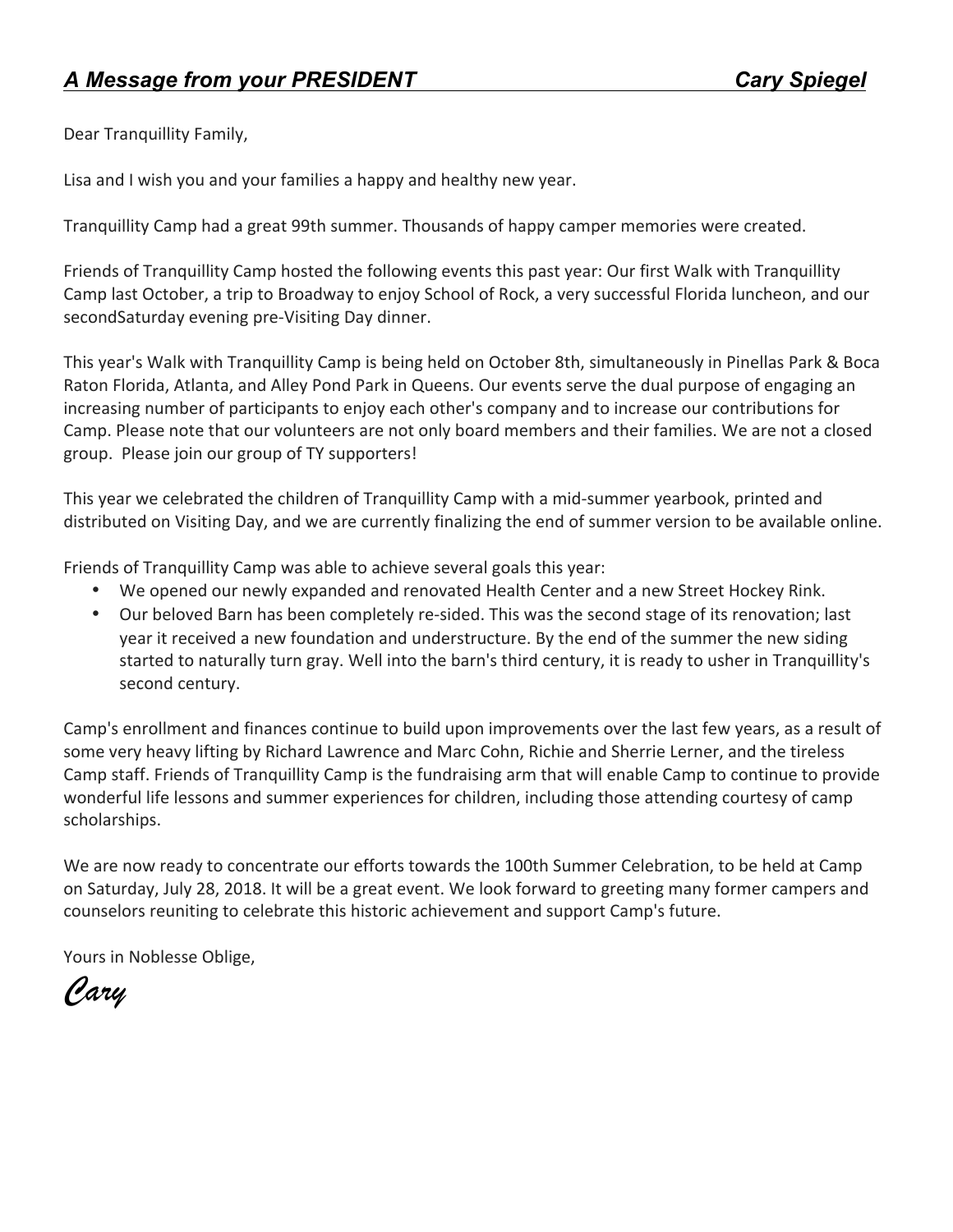## *A Message from your PRESIDENT* *Cary Spiegel*

Dear Tranquillity Family,

Lisa and I wish you and your families a happy and healthy new year.

Tranquillity Camp had a great 99th summer. Thousands of happy camper memories were created.

Friends of Tranquillity Camp hosted the following events this past year: Our first Walk with Tranquillity Camp last October, a trip to Broadway to enjoy School of Rock, a very successful Florida luncheon, and our secondSaturday evening pre-Visiting Day dinner.

This year's Walk with Tranquillity Camp is being held on October 8th, simultaneously in Pinellas Park & Boca Raton Florida, Atlanta, and Alley Pond Park in Queens. Our events serve the dual purpose of engaging an increasing number of participants to enjoy each other's company and to increase our contributions for Camp. Please note that our volunteers are not only board members and their families. We are not a closed group. Please join our group of TY supporters!

This year we celebrated the children of Tranquillity Camp with a mid-summer yearbook, printed and distributed on Visiting Day, and we are currently finalizing the end of summer version to be available online.

Friends of Tranquillity Camp was able to achieve several goals this year:

- We opened our newly expanded and renovated Health Center and a new Street Hockey Rink.
- Our beloved Barn has been completely re-sided. This was the second stage of its renovation; last year it received a new foundation and understructure. By the end of the summer the new siding started to naturally turn gray. Well into the barn's third century, it is ready to usher in Tranquillity's second century.

Camp's enrollment and finances continue to build upon improvements over the last few years, as a result of some very heavy lifting by Richard Lawrence and Marc Cohn, Richie and Sherrie Lerner, and the tireless Camp staff. Friends of Tranquillity Camp is the fundraising arm that will enable Camp to continue to provide wonderful life lessons and summer experiences for children, including those attending courtesy of camp scholarships.

We are now ready to concentrate our efforts towards the 100th Summer Celebration, to be held at Camp on Saturday, July 28, 2018. It will be a great event. We look forward to greeting many former campers and counselors reuniting to celebrate this historic achievement and support Camp's future.

Yours in Noblesse Oblige,

*Cary*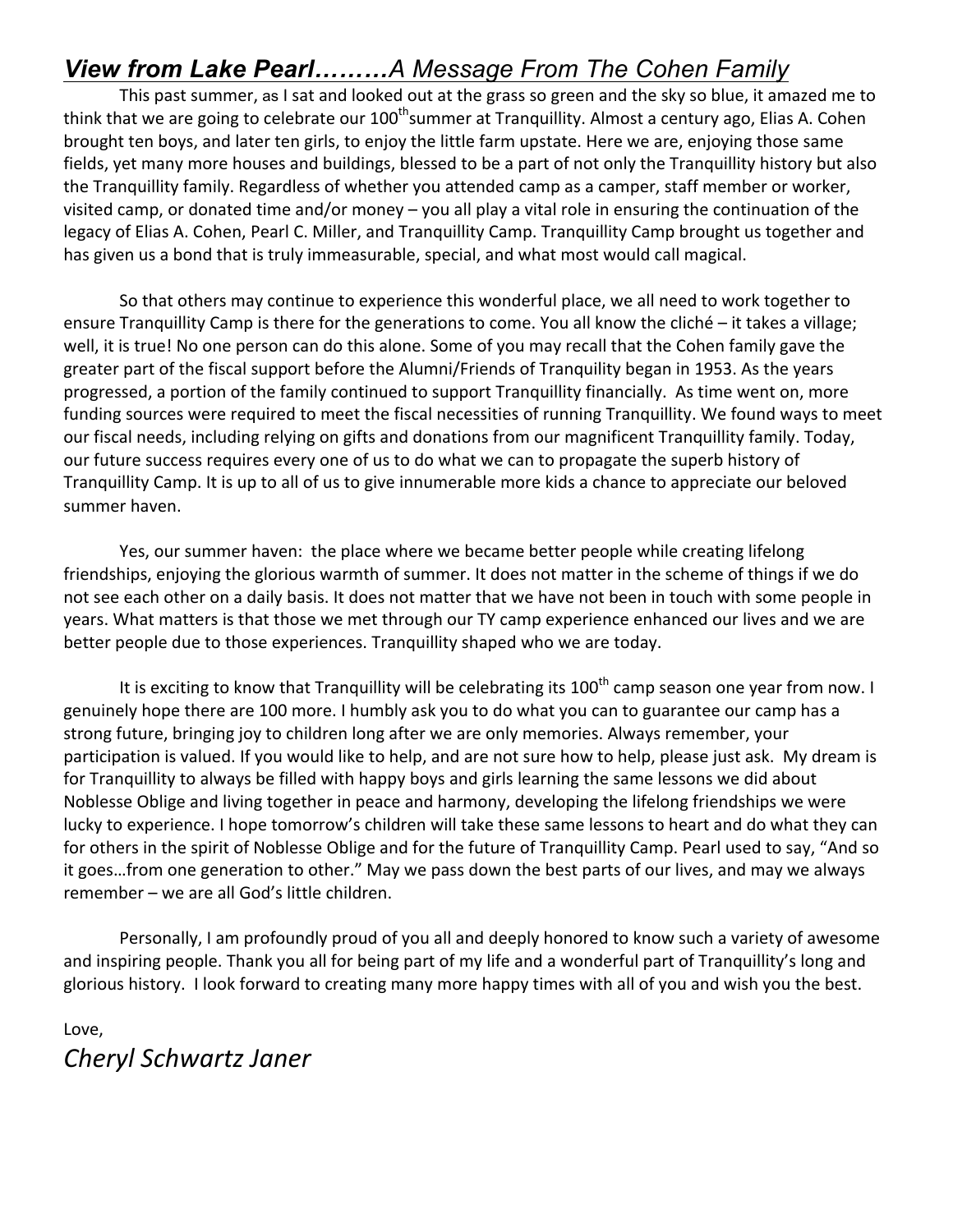## ***View from Lake Pearl………****A Message From The Cohen Family*

This past summer, as I sat and looked out at the grass so green and the sky so blue, it amazed me to think that we are going to celebrate our 100th summer at Tranquillity. Almost a century ago, Elias A. Cohen brought ten boys, and later ten girls, to enjoy the little farm upstate. Here we are, enjoying those same fields, yet many more houses and buildings, blessed to be a part of not only the Tranquillity history but also the Tranquillity family. Regardless of whether you attended camp as a camper, staff member or worker, visited camp, or donated time and/or money – you all play a vital role in ensuring the continuation of the legacy of Elias A. Cohen, Pearl C. Miller, and Tranquillity Camp. Tranquillity Camp brought us together and has given us a bond that is truly immeasurable, special, and what most would call magical.

So that others may continue to experience this wonderful place, we all need to work together to ensure Tranquillity Camp is there for the generations to come. You all know the cliché – it takes a village; well, it is true! No one person can do this alone. Some of you may recall that the Cohen family gave the greater part of the fiscal support before the Alumni/Friends of Tranquility began in 1953. As the years progressed, a portion of the family continued to support Tranquillity financially. As time went on, more funding sources were required to meet the fiscal necessities of running Tranquillity. We found ways to meet our fiscal needs, including relying on gifts and donations from our magnificent Tranquillity family. Today, our future success requires every one of us to do what we can to propagate the superb history of Tranquillity Camp. It is up to all of us to give innumerable more kids a chance to appreciate our beloved summer haven.

Yes, our summer haven: the place where we became better people while creating lifelong friendships, enjoying the glorious warmth of summer. It does not matter in the scheme of things if we do not see each other on a daily basis. It does not matter that we have not been in touch with some people in years. What matters is that those we met through our TY camp experience enhanced our lives and we are better people due to those experiences. Tranquillity shaped who we are today.

It is exciting to know that Tranquillity will be celebrating its 100th camp season one year from now. I genuinely hope there are 100 more. I humbly ask you to do what you can to guarantee our camp has a strong future, bringing joy to children long after we are only memories. Always remember, your participation is valued. If you would like to help, and are not sure how to help, please just ask. My dream is for Tranquillity to always be filled with happy boys and girls learning the same lessons we did about Noblesse Oblige and living together in peace and harmony, developing the lifelong friendships we were lucky to experience. I hope tomorrow's children will take these same lessons to heart and do what they can for others in the spirit of Noblesse Oblige and for the future of Tranquillity Camp. Pearl used to say, "And so it goes…from one generation to other." May we pass down the best parts of our lives, and may we always remember – we are all God's little children.

Personally, I am profoundly proud of you all and deeply honored to know such a variety of awesome and inspiring people. Thank you all for being part of my life and a wonderful part of Tranquillity's long and glorious history. I look forward to creating many more happy times with all of you and wish you the best.

Love,

*Cheryl Schwartz Janer*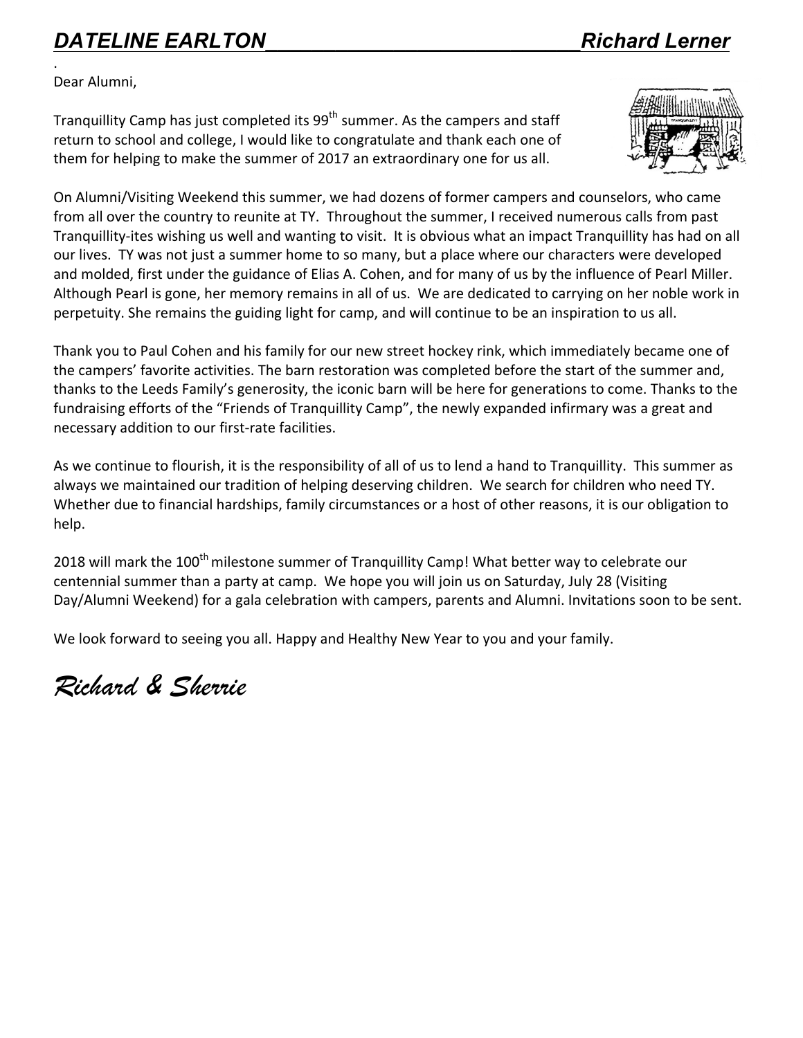# *DATELINE EARLTON* *Richard Lerner*

Dear Alumni,

Tranquillity Camp has just completed its 99th summer. As the campers and staff return to school and college, I would like to congratulate and thank each one of them for helping to make the summer of 2017 an extraordinary one for us all.

On Alumni/Visiting Weekend this summer, we had dozens of former campers and counselors, who came from all over the country to reunite at TY. Throughout the summer, I received numerous calls from past Tranquillity-ites wishing us well and wanting to visit. It is obvious what an impact Tranquillity has had on all our lives. TY was not just a summer home to so many, but a place where our characters were developed and molded, first under the guidance of Elias A. Cohen, and for many of us by the influence of Pearl Miller. Although Pearl is gone, her memory remains in all of us. We are dedicated to carrying on her noble work in perpetuity. She remains the guiding light for camp, and will continue to be an inspiration to us all.

Thank you to Paul Cohen and his family for our new street hockey rink, which immediately became one of the campers' favorite activities. The barn restoration was completed before the start of the summer and, thanks to the Leeds Family's generosity, the iconic barn will be here for generations to come. Thanks to the fundraising efforts of the "Friends of Tranquillity Camp", the newly expanded infirmary was a great and necessary addition to our first-rate facilities.

As we continue to flourish, it is the responsibility of all of us to lend a hand to Tranquillity. This summer as always we maintained our tradition of helping deserving children. We search for children who need TY. Whether due to financial hardships, family circumstances or a host of other reasons, it is our obligation to help.

2018 will mark the 100th milestone summer of Tranquillity Camp! What better way to celebrate our centennial summer than a party at camp. We hope you will join us on Saturday, July 28 (Visiting Day/Alumni Weekend) for a gala celebration with campers, parents and Alumni. Invitations soon to be sent.

We look forward to seeing you all. Happy and Healthy New Year to you and your family.

*Richard & Sherrie*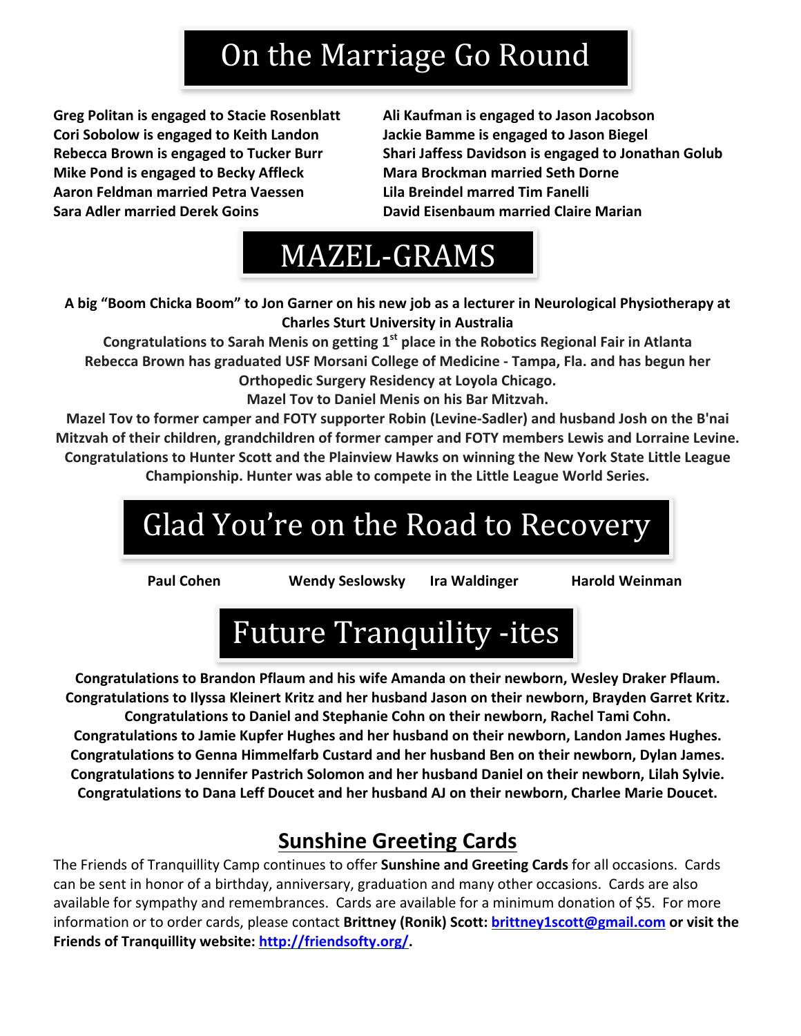# On the Marriage Go Round

**Greg Politan is engaged to Stacie Rosenblatt**
**Cori Sobolow is engaged to Keith Landon**
**Rebecca Brown is engaged to Tucker Burr**
**Mike Pond is engaged to Becky Affleck**
**Aaron Feldman married Petra Vaessen**
**Sara Adler married Derek Goins**
**Ali Kaufman is engaged to Jason Jacobson**
**Jackie Bamme is engaged to Jason Biegel**
**Shari Jaffess Davidson is engaged to Jonathan Golub**
**Mara Brockman married Seth Dorne**
**Lila Breindel marred Tim Fanelli**
**David Eisenbaum married Claire Marian**

# MAZEL-GRAMS

**A big "Boom Chicka Boom" to Jon Garner on his new job as a lecturer in Neurological Physiotherapy at Charles Sturt University in Australia**

**Congratulations to Sarah Menis on getting 1st place in the Robotics Regional Fair in Atlanta**

**Rebecca Brown has graduated USF Morsani College of Medicine - Tampa, Fla. and has begun her Orthopedic Surgery Residency at Loyola Chicago.**

**Mazel Tov to Daniel Menis on his Bar Mitzvah.**

**Mazel Tov to former camper and FOTY supporter Robin (Levine-Sadler) and husband Josh on the B'nai Mitzvah of their children, grandchildren of former camper and FOTY members Lewis and Lorraine Levine.**

**Congratulations to Hunter Scott and the Plainview Hawks on winning the New York State Little League Championship. Hunter was able to compete in the Little League World Series.**

# Glad You're on the Road to Recovery

**Paul Cohen** **Wendy Seslowsky** **Ira Waldinger** **Harold Weinman**

# Future Tranquility -ites

**Congratulations to Brandon Pflaum and his wife Amanda on their newborn, Wesley Draker Pflaum.**
**Congratulations to Ilyssa Kleinert Kritz and her husband Jason on their newborn, Brayden Garret Kritz.**
**Congratulations to Daniel and Stephanie Cohn on their newborn, Rachel Tami Cohn.**
**Congratulations to Jamie Kupfer Hughes and her husband on their newborn, Landon James Hughes.**
**Congratulations to Genna Himmelfarb Custard and her husband Ben on their newborn, Dylan James.**
**Congratulations to Jennifer Pastrich Solomon and her husband Daniel on their newborn, Lilah Sylvie.**
**Congratulations to Dana Leff Doucet and her husband AJ on their newborn, Charlee Marie Doucet.**

## Sunshine Greeting Cards

The Friends of Tranquillity Camp continues to offer **Sunshine and Greeting Cards** for all occasions. Cards can be sent in honor of a birthday, anniversary, graduation and many other occasions. Cards are also available for sympathy and remembrances. Cards are available for a minimum donation of $5. For more information or to order cards, please contact **Brittney (Ronik) Scott: brittney1scott@gmail.com or visit the Friends of Tranquillity website: http://friendsofty.org/.**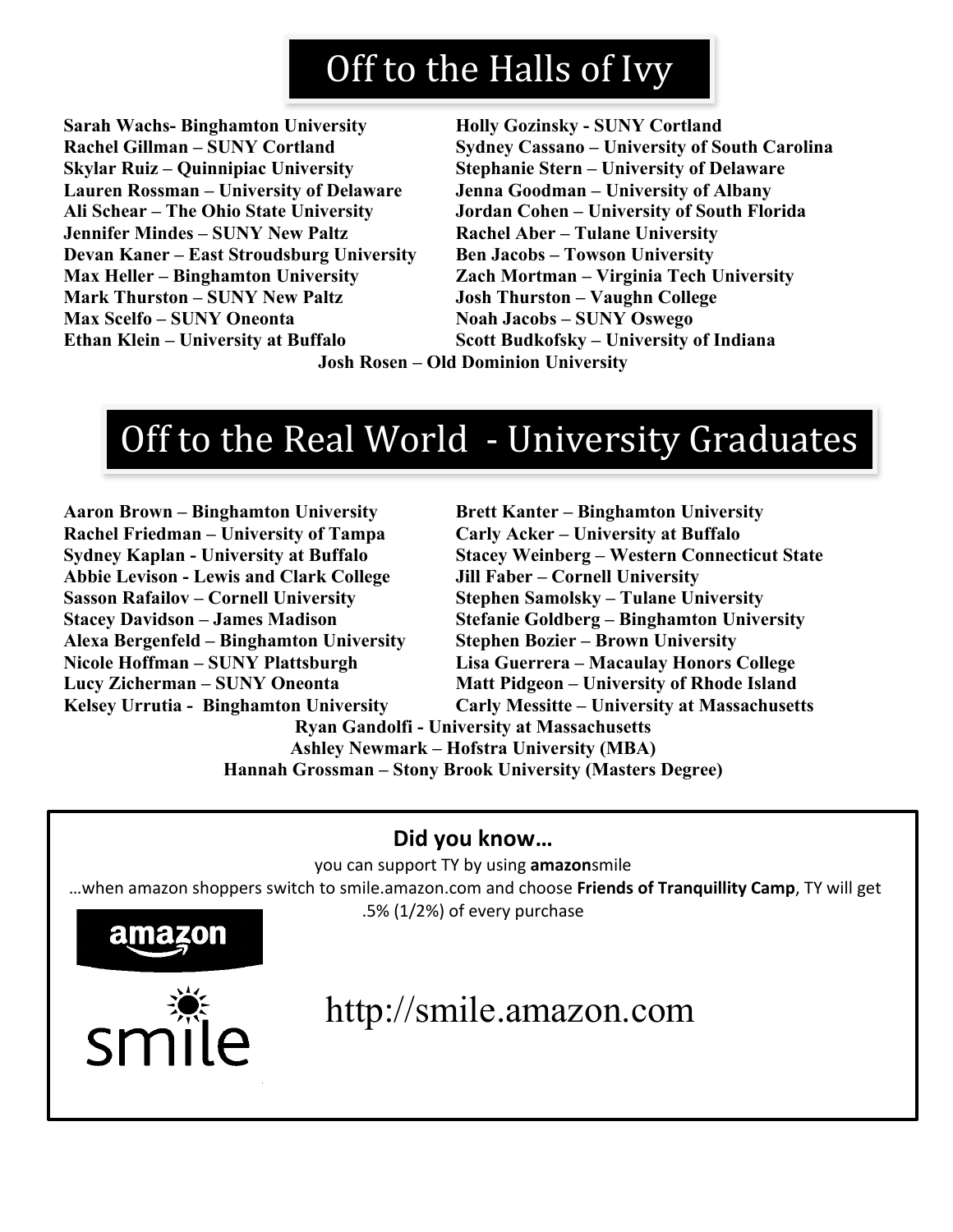# Off to the Halls of Ivy

**Sarah Wachs- Binghamton University**
**Rachel Gillman – SUNY Cortland**
**Skylar Ruiz – Quinnipiac University**
**Lauren Rossman – University of Delaware**
**Ali Schear – The Ohio State University**
**Jennifer Mindes – SUNY New Paltz**
**Devan Kaner – East Stroudsburg University**
**Max Heller – Binghamton University**
**Mark Thurston – SUNY New Paltz**
**Max Scelfo – SUNY Oneonta**
**Ethan Klein – University at Buffalo**
**Holly Gozinsky - SUNY Cortland**
**Sydney Cassano – University of South Carolina**
**Stephanie Stern – University of Delaware**
**Jenna Goodman – University of Albany**
**Jordan Cohen – University of South Florida**
**Rachel Aber – Tulane University**
**Ben Jacobs – Towson University**
**Zach Mortman – Virginia Tech University**
**Josh Thurston – Vaughn College**
**Noah Jacobs – SUNY Oswego**
**Scott Budkofsky – University of Indiana**
**Josh Rosen – Old Dominion University**

# Off to the Real World - University Graduates

**Aaron Brown – Binghamton University**
**Rachel Friedman – University of Tampa**
**Sydney Kaplan - University at Buffalo**
**Abbie Levison - Lewis and Clark College**
**Sasson Rafailov – Cornell University**
**Stacey Davidson – James Madison**
**Alexa Bergenfeld – Binghamton University**
**Nicole Hoffman – SUNY Plattsburgh**
**Lucy Zicherman – SUNY Oneonta**
**Kelsey Urrutia - Binghamton University**
**Brett Kanter – Binghamton University**
**Carly Acker – University at Buffalo**
**Stacey Weinberg – Western Connecticut State**
**Jill Faber – Cornell University**
**Stephen Samolsky – Tulane University**
**Stefanie Goldberg – Binghamton University**
**Stephen Bozier – Brown University**
**Lisa Guerrera – Macaulay Honors College**
**Matt Pidgeon – University of Rhode Island**
**Carly Messitte – University at Massachusetts**
**Ryan Gandolfi - University at Massachusetts**
**Ashley Newmark – Hofstra University (MBA)**
**Hannah Grossman – Stony Brook University (Masters Degree)**

## Did you know…

you can support TY by using **amazon**smile

…when amazon shoppers switch to smile.amazon.com and choose **Friends of Tranquillity Camp**, TY will get .5% (1/2%) of every purchase

amazon smile

http://smile.amazon.com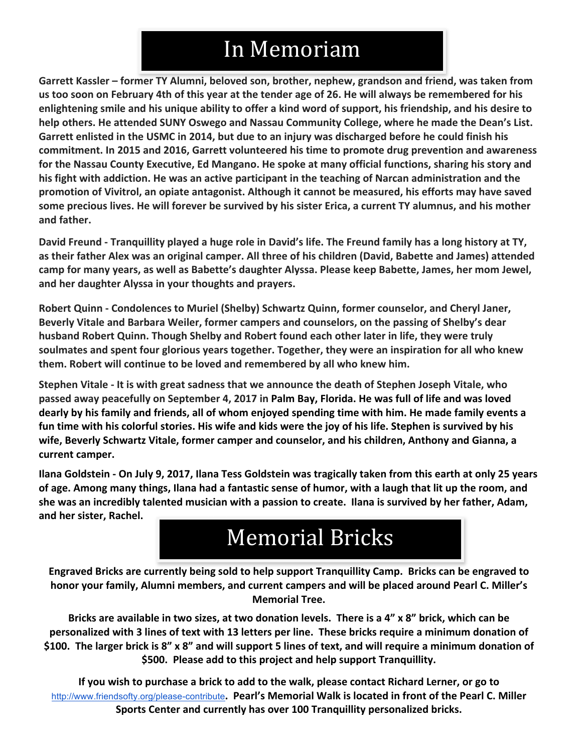# In Memoriam

**Garrett Kassler – former TY Alumni, beloved son, brother, nephew, grandson and friend, was taken from us too soon on February 4th of this year at the tender age of 26. He will always be remembered for his enlightening smile and his unique ability to offer a kind word of support, his friendship, and his desire to help others. He attended SUNY Oswego and Nassau Community College, where he made the Dean's List. Garrett enlisted in the USMC in 2014, but due to an injury was discharged before he could finish his commitment. In 2015 and 2016, Garrett volunteered his time to promote drug prevention and awareness for the Nassau County Executive, Ed Mangano. He spoke at many official functions, sharing his story and his fight with addiction. He was an active participant in the teaching of Narcan administration and the promotion of Vivitrol, an opiate antagonist. Although it cannot be measured, his efforts may have saved some precious lives. He will forever be survived by his sister Erica, a current TY alumnus, and his mother and father.**

**David Freund - Tranquillity played a huge role in David's life. The Freund family has a long history at TY, as their father Alex was an original camper. All three of his children (David, Babette and James) attended camp for many years, as well as Babette's daughter Alyssa. Please keep Babette, James, her mom Jewel, and her daughter Alyssa in your thoughts and prayers.**

**Robert Quinn - Condolences to Muriel (Shelby) Schwartz Quinn, former counselor, and Cheryl Janer, Beverly Vitale and Barbara Weiler, former campers and counselors, on the passing of Shelby's dear husband Robert Quinn. Though Shelby and Robert found each other later in life, they were truly soulmates and spent four glorious years together. Together, they were an inspiration for all who knew them. Robert will continue to be loved and remembered by all who knew him.**

**Stephen Vitale - It is with great sadness that we announce the death of Stephen Joseph Vitale, who passed away peacefully on September 4, 2017 in Palm Bay, Florida. He was full of life and was loved dearly by his family and friends, all of whom enjoyed spending time with him. He made family events a fun time with his colorful stories. His wife and kids were the joy of his life. Stephen is survived by his wife, Beverly Schwartz Vitale, former camper and counselor, and his children, Anthony and Gianna, a current camper.**

**Ilana Goldstein - On July 9, 2017, Ilana Tess Goldstein was tragically taken from this earth at only 25 years of age. Among many things, Ilana had a fantastic sense of humor, with a laugh that lit up the room, and she was an incredibly talented musician with a passion to create. Ilana is survived by her father, Adam, and her sister, Rachel.**

# Memorial Bricks

**Engraved Bricks are currently being sold to help support Tranquillity Camp. Bricks can be engraved to honor your family, Alumni members, and current campers and will be placed around Pearl C. Miller's Memorial Tree.**

**Bricks are available in two sizes, at two donation levels. There is a 4" x 8" brick, which can be personalized with 3 lines of text with 13 letters per line. These bricks require a minimum donation of $100. The larger brick is 8" x 8" and will support 5 lines of text, and will require a minimum donation of $500. Please add to this project and help support Tranquillity.**

**If you wish to purchase a brick to add to the walk, please contact Richard Lerner, or go to** http://www.friendsofty.org/please-contribute**. Pearl's Memorial Walk is located in front of the Pearl C. Miller Sports Center and currently has over 100 Tranquillity personalized bricks.**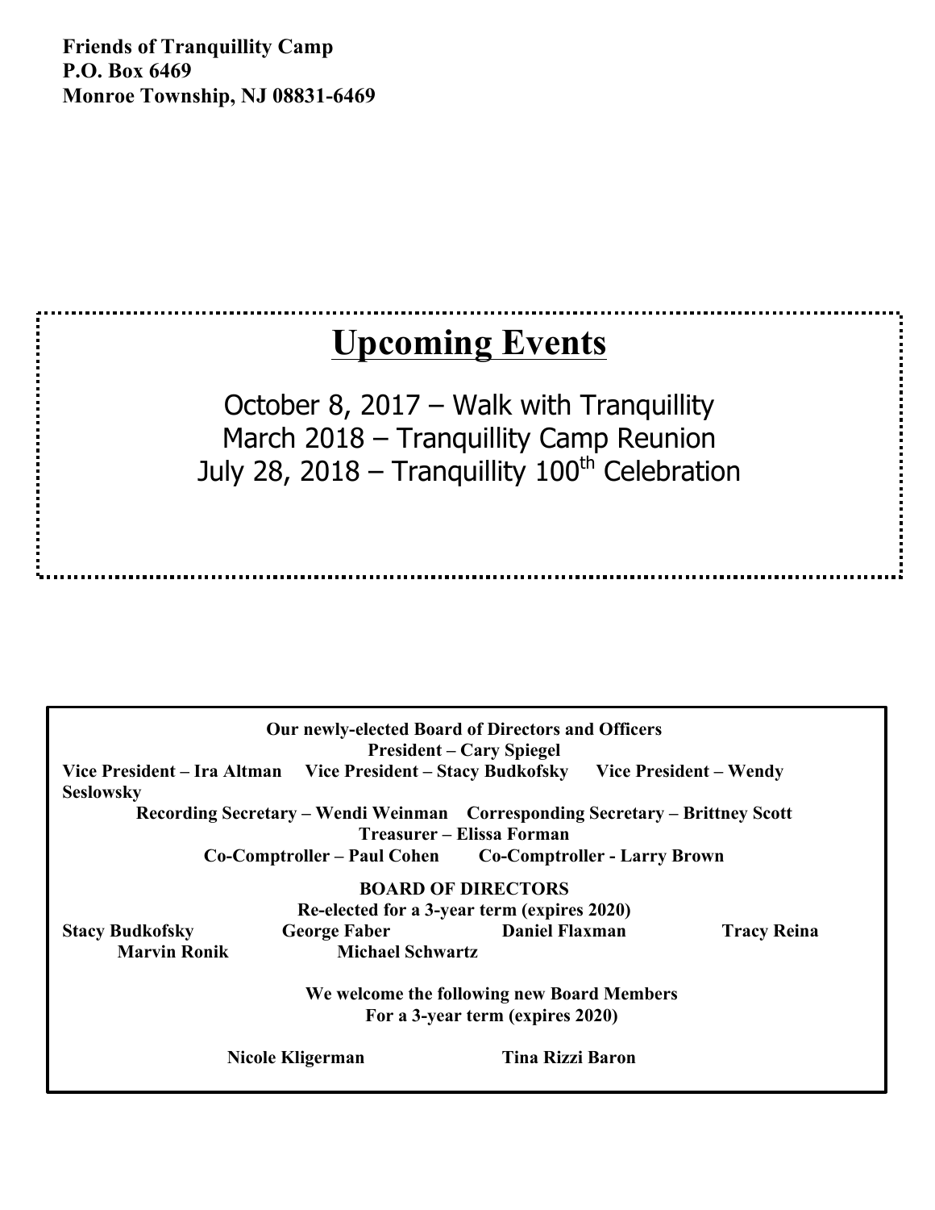**Friends of Tranquillity Camp**
**P.O. Box 6469**
**Monroe Township, NJ 08831-6469**

# Upcoming Events

October 8, 2017 – Walk with Tranquillity
March 2018 – Tranquillity Camp Reunion
July 28, 2018 – Tranquillity 100th Celebration

**Our newly-elected Board of Directors and Officers**
**President – Cary Spiegel**
**Vice President – Ira Altman Vice President – Stacy Budkofsky Vice President – Wendy Seslowsky**
**Recording Secretary – Wendi Weinman Corresponding Secretary – Brittney Scott**
**Treasurer – Elissa Forman**
**Co-Comptroller – Paul Cohen Co-Comptroller - Larry Brown**

**BOARD OF DIRECTORS**
**Re-elected for a 3-year term (expires 2020)**
**Stacy Budkofsky George Faber Daniel Flaxman Tracy Reina**
**Marvin Ronik Michael Schwartz**

**We welcome the following new Board Members**
**For a 3-year term (expires 2020)**

**Nicole Kligerman Tina Rizzi Baron**